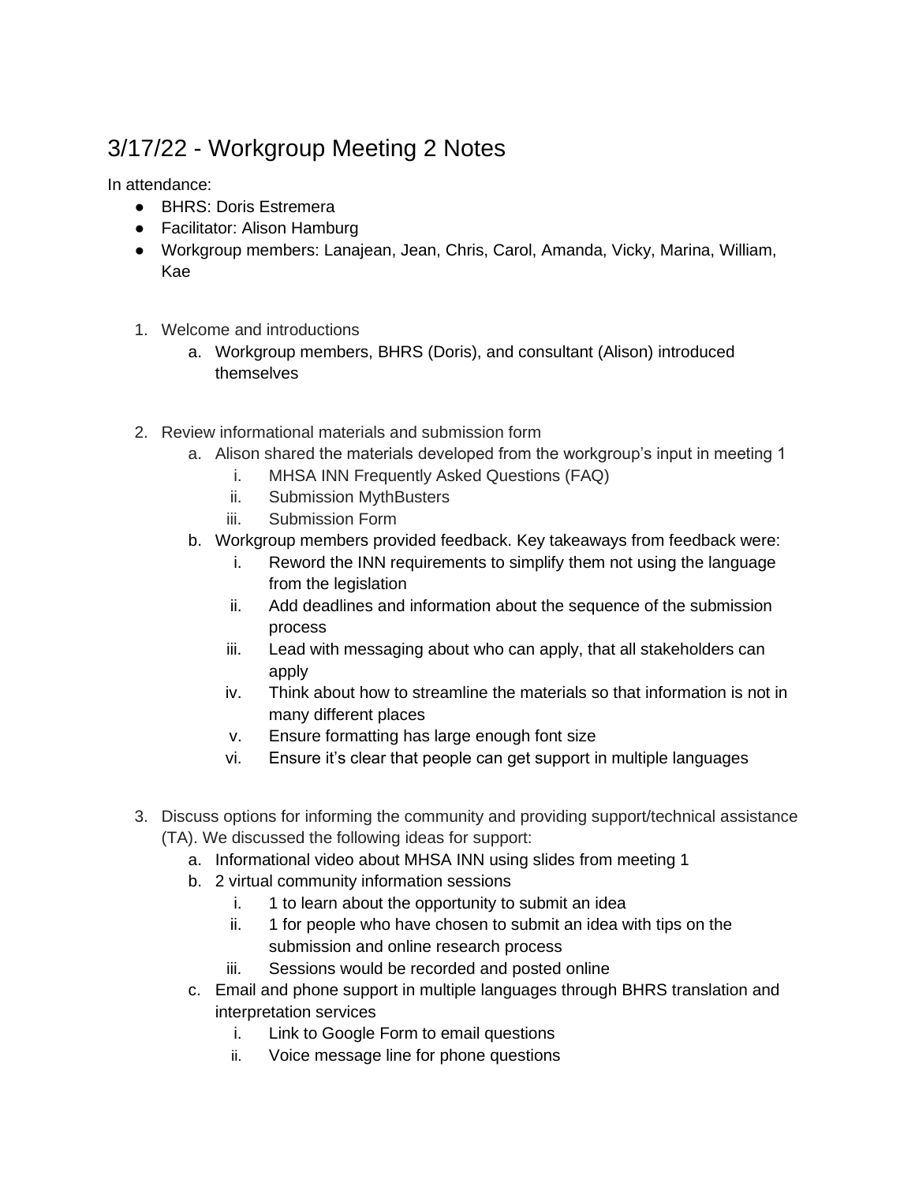# 3/17/22 - Workgroup Meeting 2 Notes

In attendance:

- BHRS: Doris Estremera
- Facilitator: Alison Hamburg
- Workgroup members: Lanajean, Jean, Chris, Carol, Amanda, Vicky, Marina, William, Kae

1. Welcome and introductions
   a. Workgroup members, BHRS (Doris), and consultant (Alison) introduced themselves

2. Review informational materials and submission form
   a. Alison shared the materials developed from the workgroup's input in meeting 1
      i. MHSA INN Frequently Asked Questions (FAQ)
      ii. Submission MythBusters
      iii. Submission Form
   b. Workgroup members provided feedback. Key takeaways from feedback were:
      i. Reword the INN requirements to simplify them not using the language from the legislation
      ii. Add deadlines and information about the sequence of the submission process
      iii. Lead with messaging about who can apply, that all stakeholders can apply
      iv. Think about how to streamline the materials so that information is not in many different places
      v. Ensure formatting has large enough font size
      vi. Ensure it's clear that people can get support in multiple languages

3. Discuss options for informing the community and providing support/technical assistance (TA). We discussed the following ideas for support:
   a. Informational video about MHSA INN using slides from meeting 1
   b. 2 virtual community information sessions
      i. 1 to learn about the opportunity to submit an idea
      ii. 1 for people who have chosen to submit an idea with tips on the submission and online research process
      iii. Sessions would be recorded and posted online
   c. Email and phone support in multiple languages through BHRS translation and interpretation services
      i. Link to Google Form to email questions
      ii. Voice message line for phone questions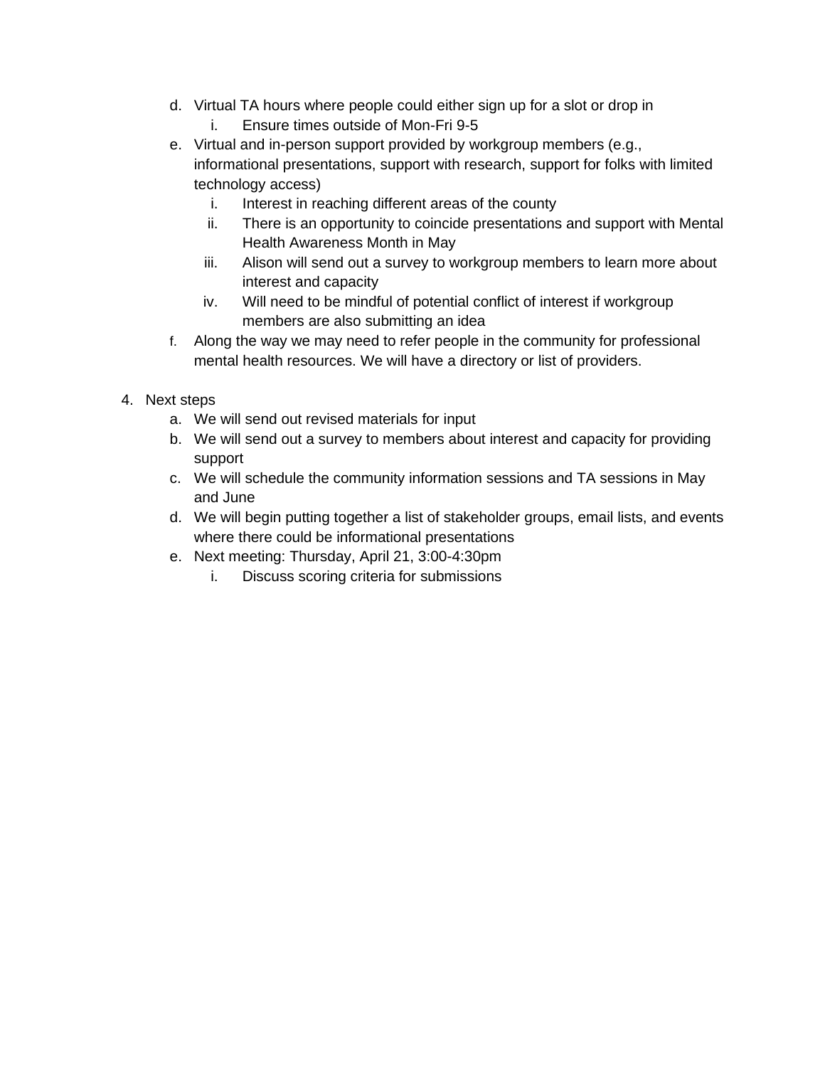d. Virtual TA hours where people could either sign up for a slot or drop in
        i. Ensure times outside of Mon-Fri 9-5
    e. Virtual and in-person support provided by workgroup members (e.g., informational presentations, support with research, support for folks with limited technology access)
        i. Interest in reaching different areas of the county
        ii. There is an opportunity to coincide presentations and support with Mental Health Awareness Month in May
        iii. Alison will send out a survey to workgroup members to learn more about interest and capacity
        iv. Will need to be mindful of potential conflict of interest if workgroup members are also submitting an idea
    f. Along the way we may need to refer people in the community for professional mental health resources. We will have a directory or list of providers.

4. Next steps
    a. We will send out revised materials for input
    b. We will send out a survey to members about interest and capacity for providing support
    c. We will schedule the community information sessions and TA sessions in May and June
    d. We will begin putting together a list of stakeholder groups, email lists, and events where there could be informational presentations
    e. Next meeting: Thursday, April 21, 3:00-4:30pm
        i. Discuss scoring criteria for submissions